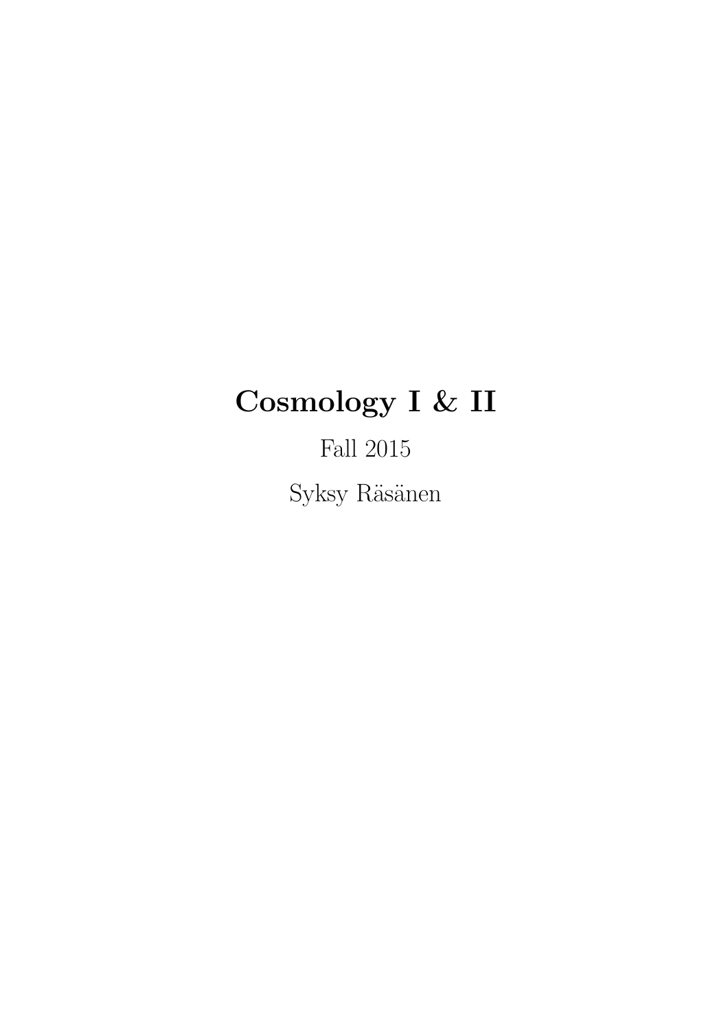# Cosmology I & II

Fall 2015

Syksy Räsänen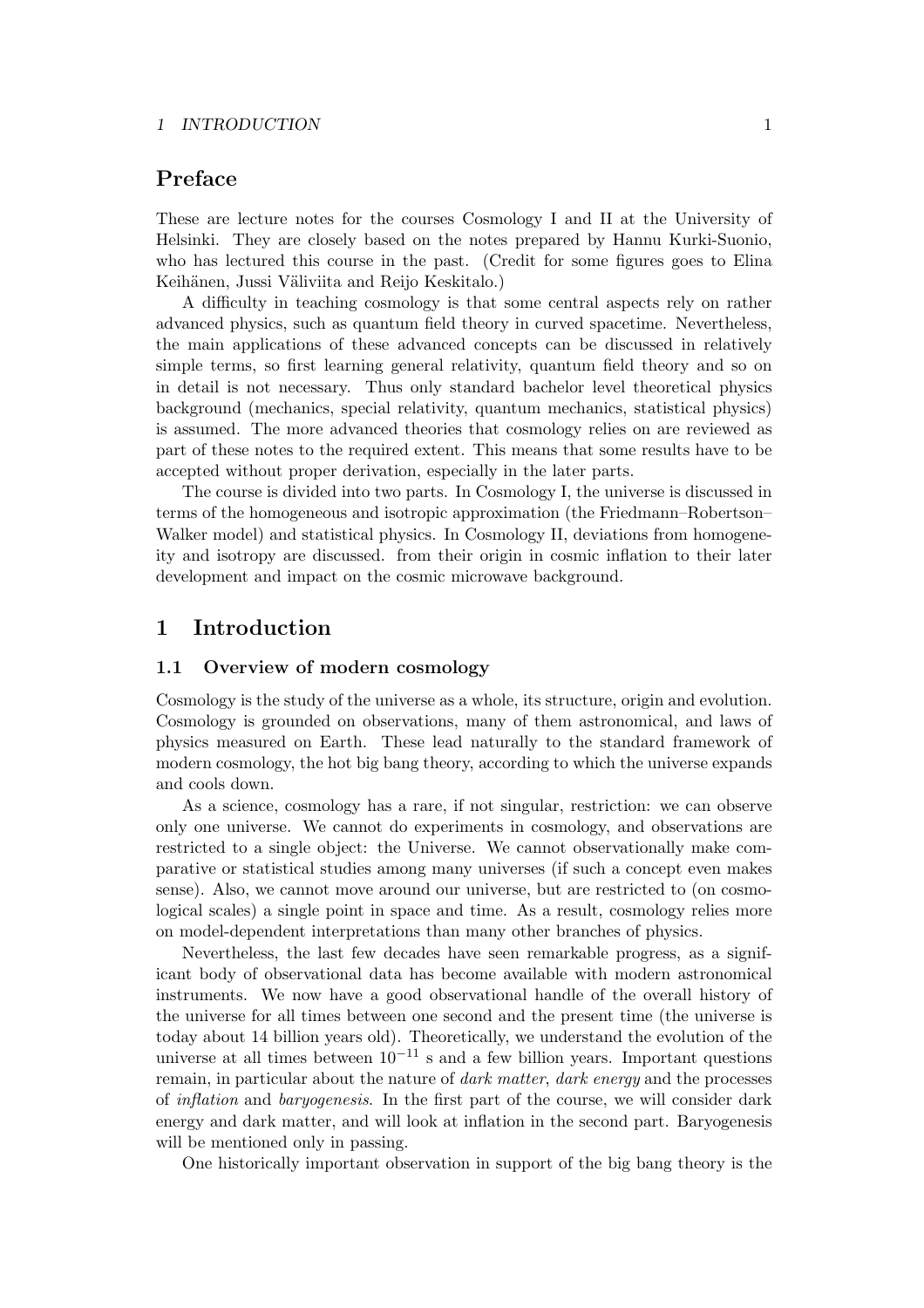## Preface

These are lecture notes for the courses Cosmology I and II at the University of Helsinki. They are closely based on the notes prepared by Hannu Kurki-Suonio, who has lectured this course in the past. (Credit for some figures goes to Elina Keihänen, Jussi Väliviita and Reijo Keskitalo.)

A difficulty in teaching cosmology is that some central aspects rely on rather advanced physics, such as quantum field theory in curved spacetime. Nevertheless, the main applications of these advanced concepts can be discussed in relatively simple terms, so first learning general relativity, quantum field theory and so on in detail is not necessary. Thus only standard bachelor level theoretical physics background (mechanics, special relativity, quantum mechanics, statistical physics) is assumed. The more advanced theories that cosmology relies on are reviewed as part of these notes to the required extent. This means that some results have to be accepted without proper derivation, especially in the later parts.

The course is divided into two parts. In Cosmology I, the universe is discussed in terms of the homogeneous and isotropic approximation (the Friedmann–Robertson–Walker model) and statistical physics. In Cosmology II, deviations from homogeneity and isotropy are discussed. from their origin in cosmic inflation to their later development and impact on the cosmic microwave background.

# 1 Introduction

## 1.1 Overview of modern cosmology

Cosmology is the study of the universe as a whole, its structure, origin and evolution. Cosmology is grounded on observations, many of them astronomical, and laws of physics measured on Earth. These lead naturally to the standard framework of modern cosmology, the hot big bang theory, according to which the universe expands and cools down.

As a science, cosmology has a rare, if not singular, restriction: we can observe only one universe. We cannot do experiments in cosmology, and observations are restricted to a single object: the Universe. We cannot observationally make comparative or statistical studies among many universes (if such a concept even makes sense). Also, we cannot move around our universe, but are restricted to (on cosmological scales) a single point in space and time. As a result, cosmology relies more on model-dependent interpretations than many other branches of physics.

Nevertheless, the last few decades have seen remarkable progress, as a significant body of observational data has become available with modern astronomical instruments. We now have a good observational handle of the overall history of the universe for all times between one second and the present time (the universe is today about 14 billion years old). Theoretically, we understand the evolution of the universe at all times between $10^{-11}$ s and a few billion years. Important questions remain, in particular about the nature of *dark matter*, *dark energy* and the processes of *inflation* and *baryogenesis*. In the first part of the course, we will consider dark energy and dark matter, and will look at inflation in the second part. Baryogenesis will be mentioned only in passing.

One historically important observation in support of the big bang theory is the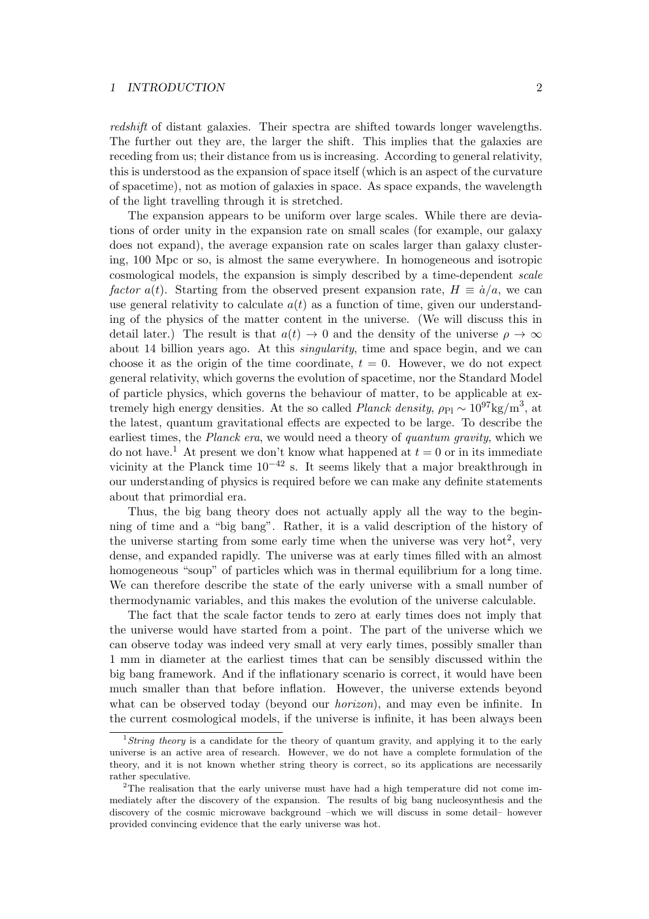*redshift* of distant galaxies. Their spectra are shifted towards longer wavelengths. The further out they are, the larger the shift. This implies that the galaxies are receding from us; their distance from us is increasing. According to general relativity, this is understood as the expansion of space itself (which is an aspect of the curvature of spacetime), not as motion of galaxies in space. As space expands, the wavelength of the light travelling through it is stretched.

The expansion appears to be uniform over large scales. While there are deviations of order unity in the expansion rate on small scales (for example, our galaxy does not expand), the average expansion rate on scales larger than galaxy clustering, 100 Mpc or so, is almost the same everywhere. In homogeneous and isotropic cosmological models, the expansion is simply described by a time-dependent *scale factor* $a(t)$. Starting from the observed present expansion rate, $H \equiv \dot{a}/a$, we can use general relativity to calculate $a(t)$ as a function of time, given our understanding of the physics of the matter content in the universe. (We will discuss this in detail later.) The result is that $a(t) \to 0$ and the density of the universe $\rho \to \infty$ about 14 billion years ago. At this *singularity*, time and space begin, and we can choose it as the origin of the time coordinate, $t = 0$. However, we do not expect general relativity, which governs the evolution of spacetime, nor the Standard Model of particle physics, which governs the behaviour of matter, to be applicable at extremely high energy densities. At the so called *Planck density*, $\rho_{\rm Pl} \sim 10^{97}\text{kg/m}^3$, at the latest, quantum gravitational effects are expected to be large. To describe the earliest times, the *Planck era*, we would need a theory of *quantum gravity*, which we do not have.[1] At present we don't know what happened at $t = 0$ or in its immediate vicinity at the Planck time $10^{-42}$ s. It seems likely that a major breakthrough in our understanding of physics is required before we can make any definite statements about that primordial era.

Thus, the big bang theory does not actually apply all the way to the beginning of time and a "big bang". Rather, it is a valid description of the history of the universe starting from some early time when the universe was very hot[2], very dense, and expanded rapidly. The universe was at early times filled with an almost homogeneous "soup" of particles which was in thermal equilibrium for a long time. We can therefore describe the state of the early universe with a small number of thermodynamic variables, and this makes the evolution of the universe calculable.

The fact that the scale factor tends to zero at early times does not imply that the universe would have started from a point. The part of the universe which we can observe today was indeed very small at very early times, possibly smaller than 1 mm in diameter at the earliest times that can be sensibly discussed within the big bang framework. And if the inflationary scenario is correct, it would have been much smaller than that before inflation. However, the universe extends beyond what can be observed today (beyond our *horizon*), and may even be infinite. In the current cosmological models, if the universe is infinite, it has been always been

---

[1] *String theory* is a candidate for the theory of quantum gravity, and applying it to the early universe is an active area of research. However, we do not have a complete formulation of the theory, and it is not known whether string theory is correct, so its applications are necessarily rather speculative.

[2] The realisation that the early universe must have had a high temperature did not come immediately after the discovery of the expansion. The results of big bang nucleosynthesis and the discovery of the cosmic microwave background –which we will discuss in some detail– however provided convincing evidence that the early universe was hot.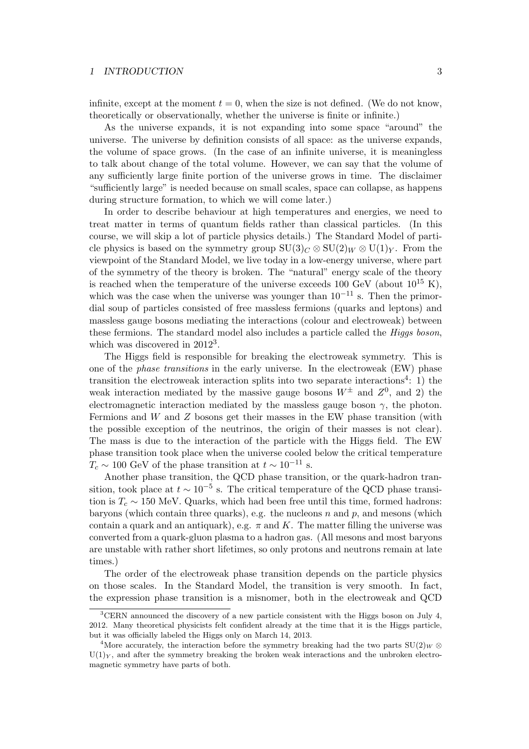infinite, except at the moment $t = 0$, when the size is not defined. (We do not know, theoretically or observationally, whether the universe is finite or infinite.)

As the universe expands, it is not expanding into some space "around" the universe. The universe by definition consists of all space: as the universe expands, the volume of space grows. (In the case of an infinite universe, it is meaningless to talk about change of the total volume. However, we can say that the volume of any sufficiently large finite portion of the universe grows in time. The disclaimer "sufficiently large" is needed because on small scales, space can collapse, as happens during structure formation, to which we will come later.)

In order to describe behaviour at high temperatures and energies, we need to treat matter in terms of quantum fields rather than classical particles. (In this course, we will skip a lot of particle physics details.) The Standard Model of particle physics is based on the symmetry group $\mathrm{SU}(3)_C \otimes \mathrm{SU}(2)_W \otimes \mathrm{U}(1)_Y$. From the viewpoint of the Standard Model, we live today in a low-energy universe, where part of the symmetry of the theory is broken. The "natural" energy scale of the theory is reached when the temperature of the universe exceeds 100 GeV (about $10^{15}$ K), which was the case when the universe was younger than $10^{-11}$ s. Then the primordial soup of particles consisted of free massless fermions (quarks and leptons) and massless gauge bosons mediating the interactions (colour and electroweak) between these fermions. The standard model also includes a particle called the *Higgs boson*, which was discovered in 2012[3].

The Higgs field is responsible for breaking the electroweak symmetry. This is one of the *phase transitions* in the early universe. In the electroweak (EW) phase transition the electroweak interaction splits into two separate interactions[4]: 1) the weak interaction mediated by the massive gauge bosons $W^{\pm}$ and $Z^0$, and 2) the electromagnetic interaction mediated by the massless gauge boson $\gamma$, the photon. Fermions and $W$ and $Z$ bosons get their masses in the EW phase transition (with the possible exception of the neutrinos, the origin of their masses is not clear). The mass is due to the interaction of the particle with the Higgs field. The EW phase transition took place when the universe cooled below the critical temperature $T_c \sim 100$ GeV of the phase transition at $t \sim 10^{-11}$ s.

Another phase transition, the QCD phase transition, or the quark-hadron transition, took place at $t \sim 10^{-5}$ s. The critical temperature of the QCD phase transition is $T_c \sim 150$ MeV. Quarks, which had been free until this time, formed hadrons: baryons (which contain three quarks), e.g. the nucleons $n$ and $p$, and mesons (which contain a quark and an antiquark), e.g. $\pi$ and $K$. The matter filling the universe was converted from a quark-gluon plasma to a hadron gas. (All mesons and most baryons are unstable with rather short lifetimes, so only protons and neutrons remain at late times.)

The order of the electroweak phase transition depends on the particle physics on those scales. In the Standard Model, the transition is very smooth. In fact, the expression phase transition is a misnomer, both in the electroweak and QCD

---

[3] CERN announced the discovery of a new particle consistent with the Higgs boson on July 4, 2012. Many theoretical physicists felt confident already at the time that it is the Higgs particle, but it was officially labeled the Higgs only on March 14, 2013.

[4] More accurately, the interaction before the symmetry breaking had the two parts $\mathrm{SU}(2)_W \otimes \mathrm{U}(1)_Y$, and after the symmetry breaking the broken weak interactions and the unbroken electromagnetic symmetry have parts of both.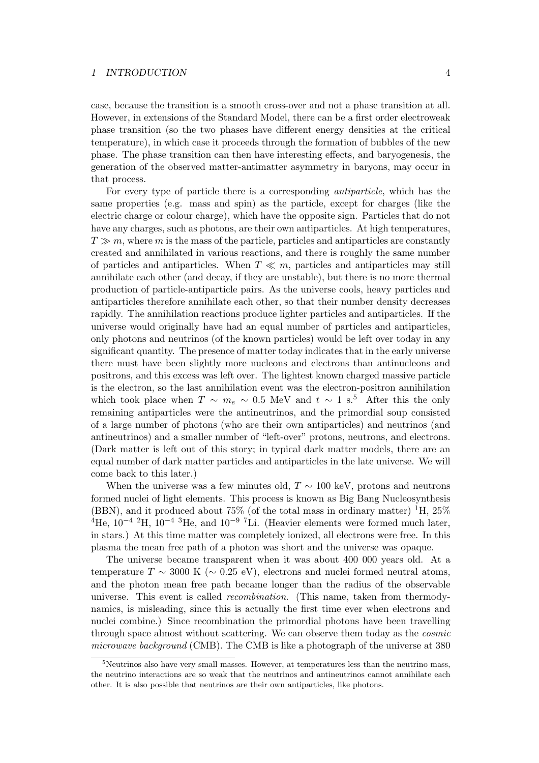case, because the transition is a smooth cross-over and not a phase transition at all. However, in extensions of the Standard Model, there can be a first order electroweak phase transition (so the two phases have different energy densities at the critical temperature), in which case it proceeds through the formation of bubbles of the new phase. The phase transition can then have interesting effects, and baryogenesis, the generation of the observed matter-antimatter asymmetry in baryons, may occur in that process.

For every type of particle there is a corresponding *antiparticle*, which has the same properties (e.g. mass and spin) as the particle, except for charges (like the electric charge or colour charge), which have the opposite sign. Particles that do not have any charges, such as photons, are their own antiparticles. At high temperatures, $T \gg m$, where $m$ is the mass of the particle, particles and antiparticles are constantly created and annihilated in various reactions, and there is roughly the same number of particles and antiparticles. When $T \ll m$, particles and antiparticles may still annihilate each other (and decay, if they are unstable), but there is no more thermal production of particle-antiparticle pairs. As the universe cools, heavy particles and antiparticles therefore annihilate each other, so that their number density decreases rapidly. The annihilation reactions produce lighter particles and antiparticles. If the universe would originally have had an equal number of particles and antiparticles, only photons and neutrinos (of the known particles) would be left over today in any significant quantity. The presence of matter today indicates that in the early universe there must have been slightly more nucleons and electrons than antinucleons and positrons, and this excess was left over. The lightest known charged massive particle is the electron, so the last annihilation event was the electron-positron annihilation which took place when $T \sim m_e \sim 0.5$ MeV and $t \sim 1$ s.[5] After this the only remaining antiparticles were the antineutrinos, and the primordial soup consisted of a large number of photons (who are their own antiparticles) and neutrinos (and antineutrinos) and a smaller number of "left-over" protons, neutrons, and electrons. (Dark matter is left out of this story; in typical dark matter models, there are an equal number of dark matter particles and antiparticles in the late universe. We will come back to this later.)

When the universe was a few minutes old, $T \sim 100$ keV, protons and neutrons formed nuclei of light elements. This process is known as Big Bang Nucleosynthesis (BBN), and it produced about 75% (of the total mass in ordinary matter) $^1$H, 25% $^4$He, $10^{-4}$ $^2$H, $10^{-4}$ $^3$He, and $10^{-9}$ $^7$Li. (Heavier elements were formed much later, in stars.) At this time matter was completely ionized, all electrons were free. In this plasma the mean free path of a photon was short and the universe was opaque.

The universe became transparent when it was about 400 000 years old. At a temperature $T \sim 3000$ K ($\sim 0.25$ eV), electrons and nuclei formed neutral atoms, and the photon mean free path became longer than the radius of the observable universe. This event is called *recombination*. (This name, taken from thermodynamics, is misleading, since this is actually the first time ever when electrons and nuclei combine.) Since recombination the primordial photons have been travelling through space almost without scattering. We can observe them today as the *cosmic microwave background* (CMB). The CMB is like a photograph of the universe at 380

[5] Neutrinos also have very small masses. However, at temperatures less than the neutrino mass, the neutrino interactions are so weak that the neutrinos and antineutrinos cannot annihilate each other. It is also possible that neutrinos are their own antiparticles, like photons.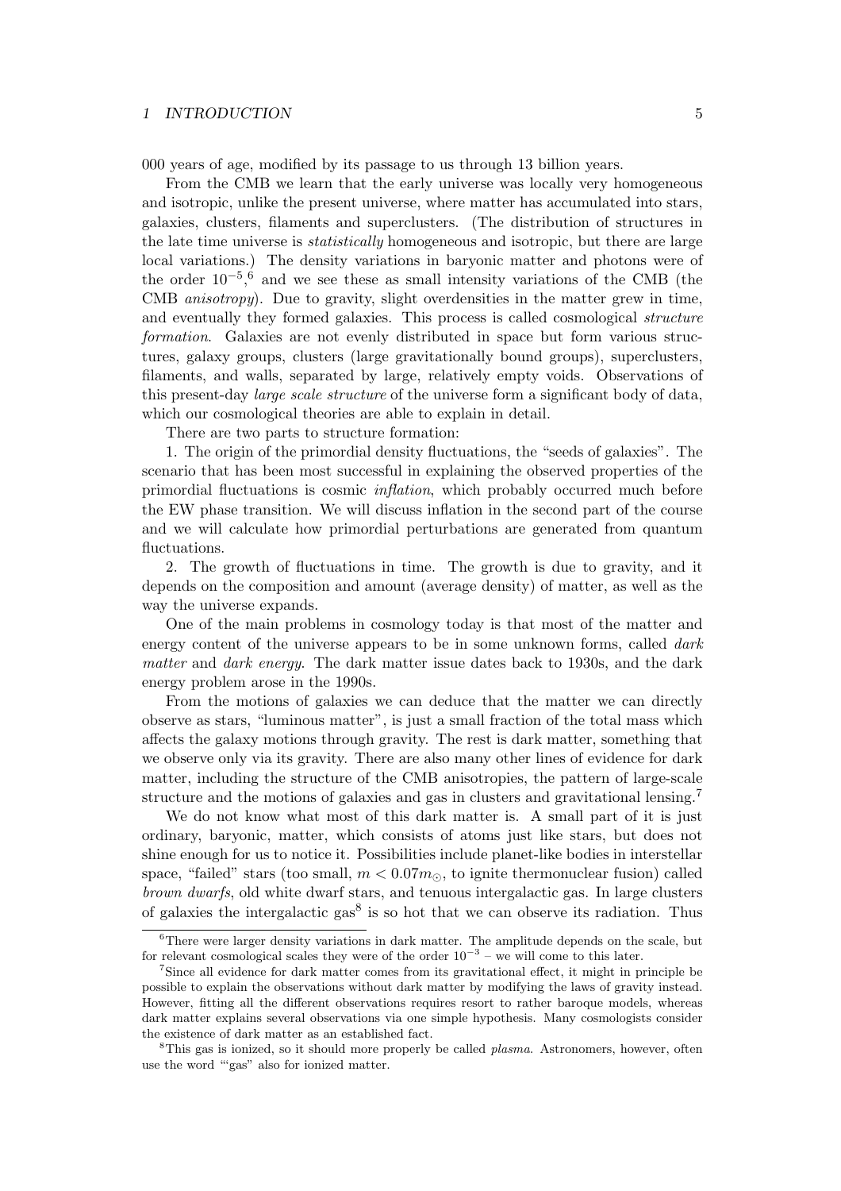000 years of age, modified by its passage to us through 13 billion years.

From the CMB we learn that the early universe was locally very homogeneous and isotropic, unlike the present universe, where matter has accumulated into stars, galaxies, clusters, filaments and superclusters. (The distribution of structures in the late time universe is *statistically* homogeneous and isotropic, but there are large local variations.) The density variations in baryonic matter and photons were of the order $10^{-5}$,[6] and we see these as small intensity variations of the CMB (the CMB *anisotropy*). Due to gravity, slight overdensities in the matter grew in time, and eventually they formed galaxies. This process is called cosmological *structure formation*. Galaxies are not evenly distributed in space but form various structures, galaxy groups, clusters (large gravitationally bound groups), superclusters, filaments, and walls, separated by large, relatively empty voids. Observations of this present-day *large scale structure* of the universe form a significant body of data, which our cosmological theories are able to explain in detail.

There are two parts to structure formation:

1. The origin of the primordial density fluctuations, the "seeds of galaxies". The scenario that has been most successful in explaining the observed properties of the primordial fluctuations is cosmic *inflation*, which probably occurred much before the EW phase transition. We will discuss inflation in the second part of the course and we will calculate how primordial perturbations are generated from quantum fluctuations.

2. The growth of fluctuations in time. The growth is due to gravity, and it depends on the composition and amount (average density) of matter, as well as the way the universe expands.

One of the main problems in cosmology today is that most of the matter and energy content of the universe appears to be in some unknown forms, called *dark matter* and *dark energy*. The dark matter issue dates back to 1930s, and the dark energy problem arose in the 1990s.

From the motions of galaxies we can deduce that the matter we can directly observe as stars, "luminous matter", is just a small fraction of the total mass which affects the galaxy motions through gravity. The rest is dark matter, something that we observe only via its gravity. There are also many other lines of evidence for dark matter, including the structure of the CMB anisotropies, the pattern of large-scale structure and the motions of galaxies and gas in clusters and gravitational lensing.[7]

We do not know what most of this dark matter is. A small part of it is just ordinary, baryonic, matter, which consists of atoms just like stars, but does not shine enough for us to notice it. Possibilities include planet-like bodies in interstellar space, "failed" stars (too small, $m < 0.07m_{\odot}$, to ignite thermonuclear fusion) called *brown dwarfs*, old white dwarf stars, and tenuous intergalactic gas. In large clusters of galaxies the intergalactic gas[8] is so hot that we can observe its radiation. Thus

---

[6] There were larger density variations in dark matter. The amplitude depends on the scale, but for relevant cosmological scales they were of the order $10^{-3}$ – we will come to this later.

[7] Since all evidence for dark matter comes from its gravitational effect, it might in principle be possible to explain the observations without dark matter by modifying the laws of gravity instead. However, fitting all the different observations requires resort to rather baroque models, whereas dark matter explains several observations via one simple hypothesis. Many cosmologists consider the existence of dark matter as an established fact.

[8] This gas is ionized, so it should more properly be called *plasma*. Astronomers, however, often use the word "'gas" also for ionized matter.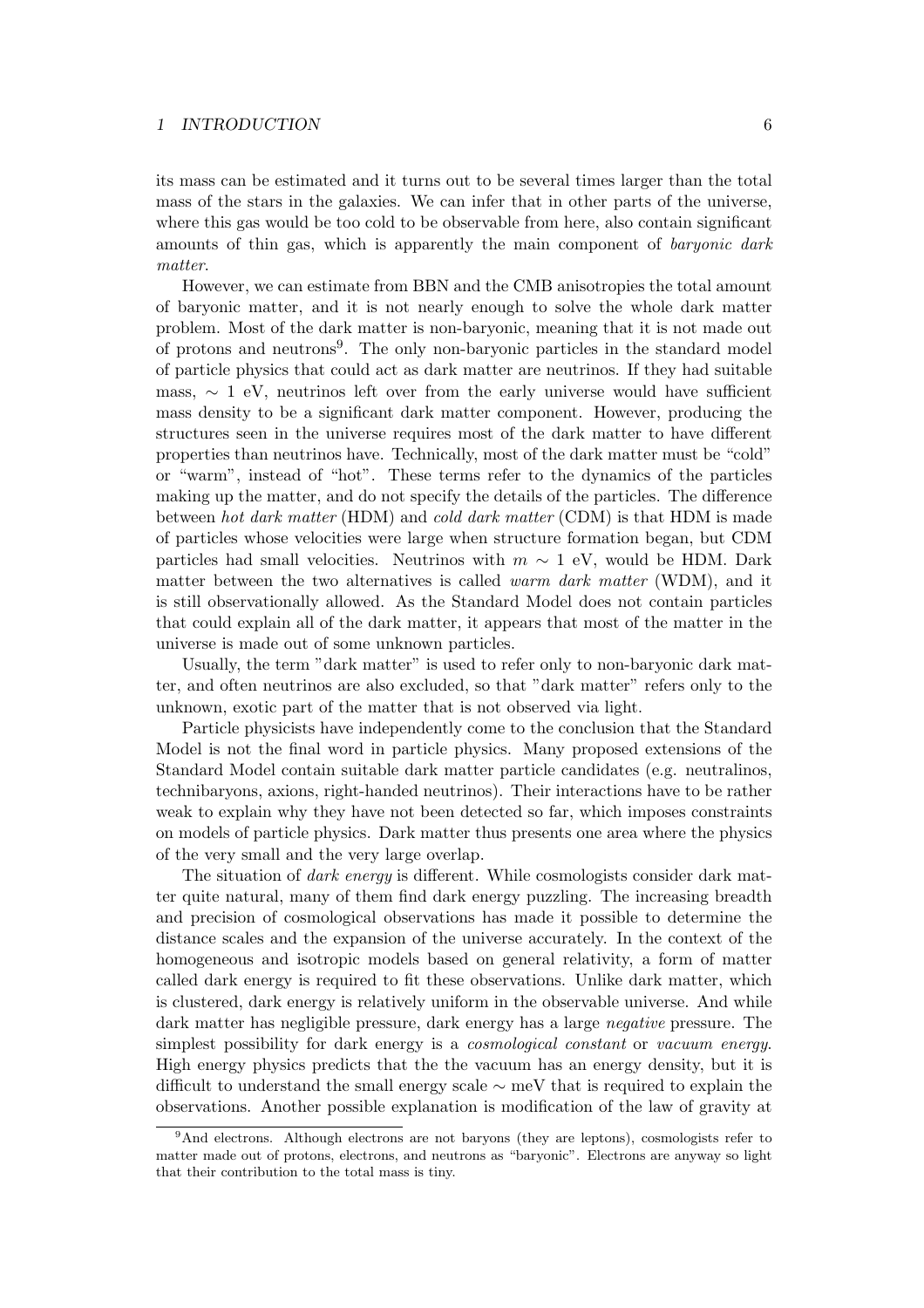its mass can be estimated and it turns out to be several times larger than the total mass of the stars in the galaxies. We can infer that in other parts of the universe, where this gas would be too cold to be observable from here, also contain significant amounts of thin gas, which is apparently the main component of *baryonic dark matter*.

However, we can estimate from BBN and the CMB anisotropies the total amount of baryonic matter, and it is not nearly enough to solve the whole dark matter problem. Most of the dark matter is non-baryonic, meaning that it is not made out of protons and neutrons[9]. The only non-baryonic particles in the standard model of particle physics that could act as dark matter are neutrinos. If they had suitable mass, $\sim 1$ eV, neutrinos left over from the early universe would have sufficient mass density to be a significant dark matter component. However, producing the structures seen in the universe requires most of the dark matter to have different properties than neutrinos have. Technically, most of the dark matter must be "cold" or "warm", instead of "hot". These terms refer to the dynamics of the particles making up the matter, and do not specify the details of the particles. The difference between *hot dark matter* (HDM) and *cold dark matter* (CDM) is that HDM is made of particles whose velocities were large when structure formation began, but CDM particles had small velocities. Neutrinos with $m \sim 1$ eV, would be HDM. Dark matter between the two alternatives is called *warm dark matter* (WDM), and it is still observationally allowed. As the Standard Model does not contain particles that could explain all of the dark matter, it appears that most of the matter in the universe is made out of some unknown particles.

Usually, the term "dark matter" is used to refer only to non-baryonic dark matter, and often neutrinos are also excluded, so that "dark matter" refers only to the unknown, exotic part of the matter that is not observed via light.

Particle physicists have independently come to the conclusion that the Standard Model is not the final word in particle physics. Many proposed extensions of the Standard Model contain suitable dark matter particle candidates (e.g. neutralinos, technibaryons, axions, right-handed neutrinos). Their interactions have to be rather weak to explain why they have not been detected so far, which imposes constraints on models of particle physics. Dark matter thus presents one area where the physics of the very small and the very large overlap.

The situation of *dark energy* is different. While cosmologists consider dark matter quite natural, many of them find dark energy puzzling. The increasing breadth and precision of cosmological observations has made it possible to determine the distance scales and the expansion of the universe accurately. In the context of the homogeneous and isotropic models based on general relativity, a form of matter called dark energy is required to fit these observations. Unlike dark matter, which is clustered, dark energy is relatively uniform in the observable universe. And while dark matter has negligible pressure, dark energy has a large *negative* pressure. The simplest possibility for dark energy is a *cosmological constant* or *vacuum energy*. High energy physics predicts that the the vacuum has an energy density, but it is difficult to understand the small energy scale $\sim$ meV that is required to explain the observations. Another possible explanation is modification of the law of gravity at

[9] And electrons. Although electrons are not baryons (they are leptons), cosmologists refer to matter made out of protons, electrons, and neutrons as "baryonic". Electrons are anyway so light that their contribution to the total mass is tiny.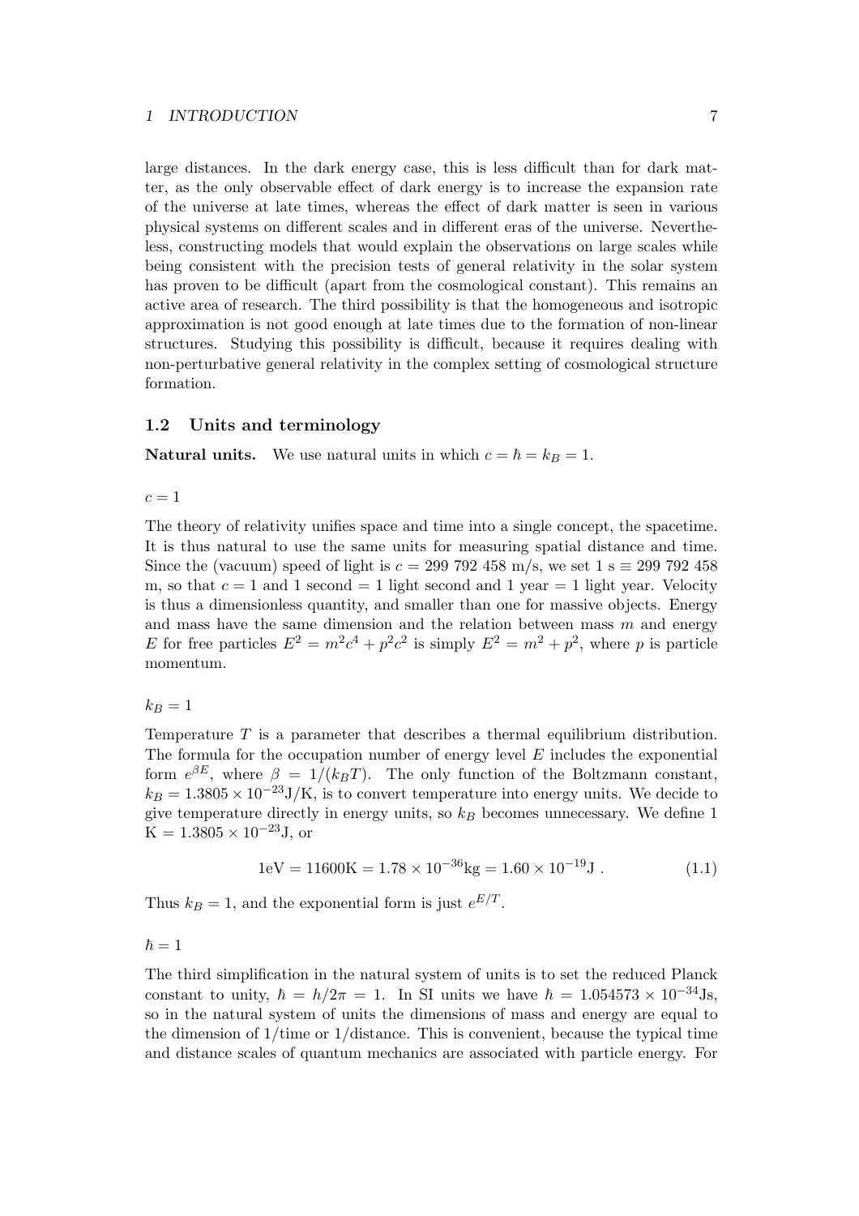large distances. In the dark energy case, this is less difficult than for dark matter, as the only observable effect of dark energy is to increase the expansion rate of the universe at late times, whereas the effect of dark matter is seen in various physical systems on different scales and in different eras of the universe. Nevertheless, constructing models that would explain the observations on large scales while being consistent with the precision tests of general relativity in the solar system has proven to be difficult (apart from the cosmological constant). This remains an active area of research. The third possibility is that the homogeneous and isotropic approximation is not good enough at late times due to the formation of non-linear structures. Studying this possibility is difficult, because it requires dealing with non-perturbative general relativity in the complex setting of cosmological structure formation.

### 1.2 Units and terminology

**Natural units.** We use natural units in which $c = \hbar = k_B = 1$.

$c = 1$

The theory of relativity unifies space and time into a single concept, the spacetime. It is thus natural to use the same units for measuring spatial distance and time. Since the (vacuum) speed of light is $c = 299\ 792\ 458$ m/s, we set 1 s $\equiv$ 299 792 458 m, so that $c = 1$ and 1 second = 1 light second and 1 year = 1 light year. Velocity is thus a dimensionless quantity, and smaller than one for massive objects. Energy and mass have the same dimension and the relation between mass $m$ and energy $E$ for free particles $E^2 = m^2c^4 + p^2c^2$ is simply $E^2 = m^2 + p^2$, where $p$ is particle momentum.

$k_B = 1$

Temperature $T$ is a parameter that describes a thermal equilibrium distribution. The formula for the occupation number of energy level $E$ includes the exponential form $e^{\beta E}$, where $\beta = 1/(k_B T)$. The only function of the Boltzmann constant, $k_B = 1.3805 \times 10^{-23}$J/K, is to convert temperature into energy units. We decide to give temperature directly in energy units, so $k_B$ becomes unnecessary. We define 1 K $= 1.3805 \times 10^{-23}$J, or

$$1\text{eV} = 11600\text{K} = 1.78 \times 10^{-36}\text{kg} = 1.60 \times 10^{-19}\text{J} . \tag{1.1}$$

Thus $k_B = 1$, and the exponential form is just $e^{E/T}$.

$\hbar = 1$

The third simplification in the natural system of units is to set the reduced Planck constant to unity, $\hbar = h/2\pi = 1$. In SI units we have $\hbar = 1.054573 \times 10^{-34}$Js, so in the natural system of units the dimensions of mass and energy are equal to the dimension of 1/time or 1/distance. This is convenient, because the typical time and distance scales of quantum mechanics are associated with particle energy. For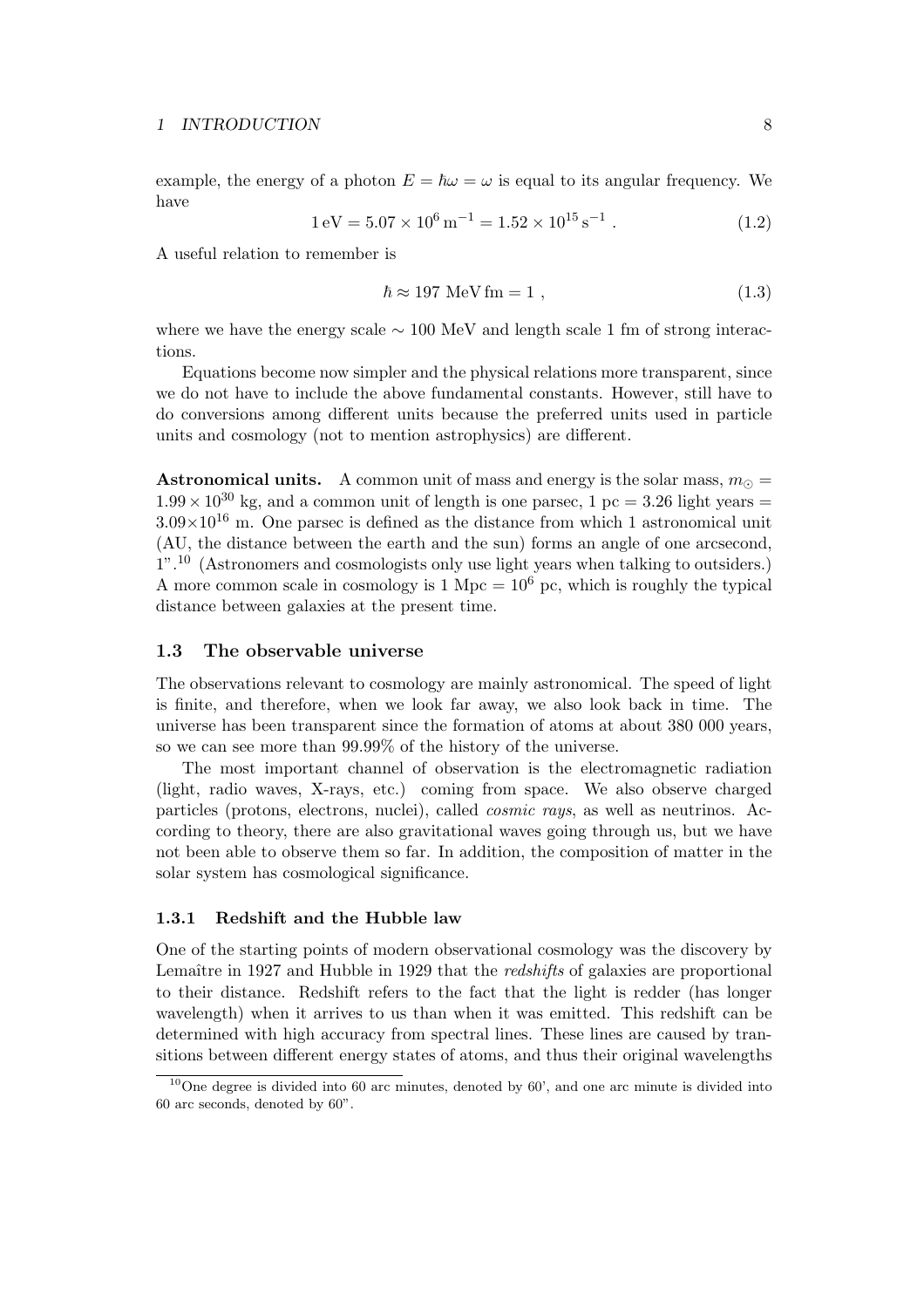example, the energy of a photon $E = \hbar\omega = \omega$ is equal to its angular frequency. We have

$$1\,\text{eV} = 5.07 \times 10^6\,\text{m}^{-1} = 1.52 \times 10^{15}\,\text{s}^{-1}\ . \tag{1.2}$$

A useful relation to remember is

$$\hbar \approx 197\ \text{MeV}\,\text{fm} = 1\ , \tag{1.3}$$

where we have the energy scale $\sim 100$ MeV and length scale 1 fm of strong interactions.

Equations become now simpler and the physical relations more transparent, since we do not have to include the above fundamental constants. However, still have to do conversions among different units because the preferred units used in particle units and cosmology (not to mention astrophysics) are different.

**Astronomical units.** A common unit of mass and energy is the solar mass, $m_\odot = 1.99 \times 10^{30}$ kg, and a common unit of length is one parsec, 1 pc = 3.26 light years = $3.09 \times 10^{16}$ m. One parsec is defined as the distance from which 1 astronomical unit (AU, the distance between the earth and the sun) forms an angle of one arcsecond, 1".[10] (Astronomers and cosmologists only use light years when talking to outsiders.) A more common scale in cosmology is 1 Mpc = $10^6$ pc, which is roughly the typical distance between galaxies at the present time.

## 1.3 The observable universe

The observations relevant to cosmology are mainly astronomical. The speed of light is finite, and therefore, when we look far away, we also look back in time. The universe has been transparent since the formation of atoms at about 380 000 years, so we can see more than 99.99% of the history of the universe.

The most important channel of observation is the electromagnetic radiation (light, radio waves, X-rays, etc.) coming from space. We also observe charged particles (protons, electrons, nuclei), called *cosmic rays*, as well as neutrinos. According to theory, there are also gravitational waves going through us, but we have not been able to observe them so far. In addition, the composition of matter in the solar system has cosmological significance.

### 1.3.1 Redshift and the Hubble law

One of the starting points of modern observational cosmology was the discovery by Lemaître in 1927 and Hubble in 1929 that the *redshifts* of galaxies are proportional to their distance. Redshift refers to the fact that the light is redder (has longer wavelength) when it arrives to us than when it was emitted. This redshift can be determined with high accuracy from spectral lines. These lines are caused by transitions between different energy states of atoms, and thus their original wavelengths

[10] One degree is divided into 60 arc minutes, denoted by 60', and one arc minute is divided into 60 arc seconds, denoted by 60".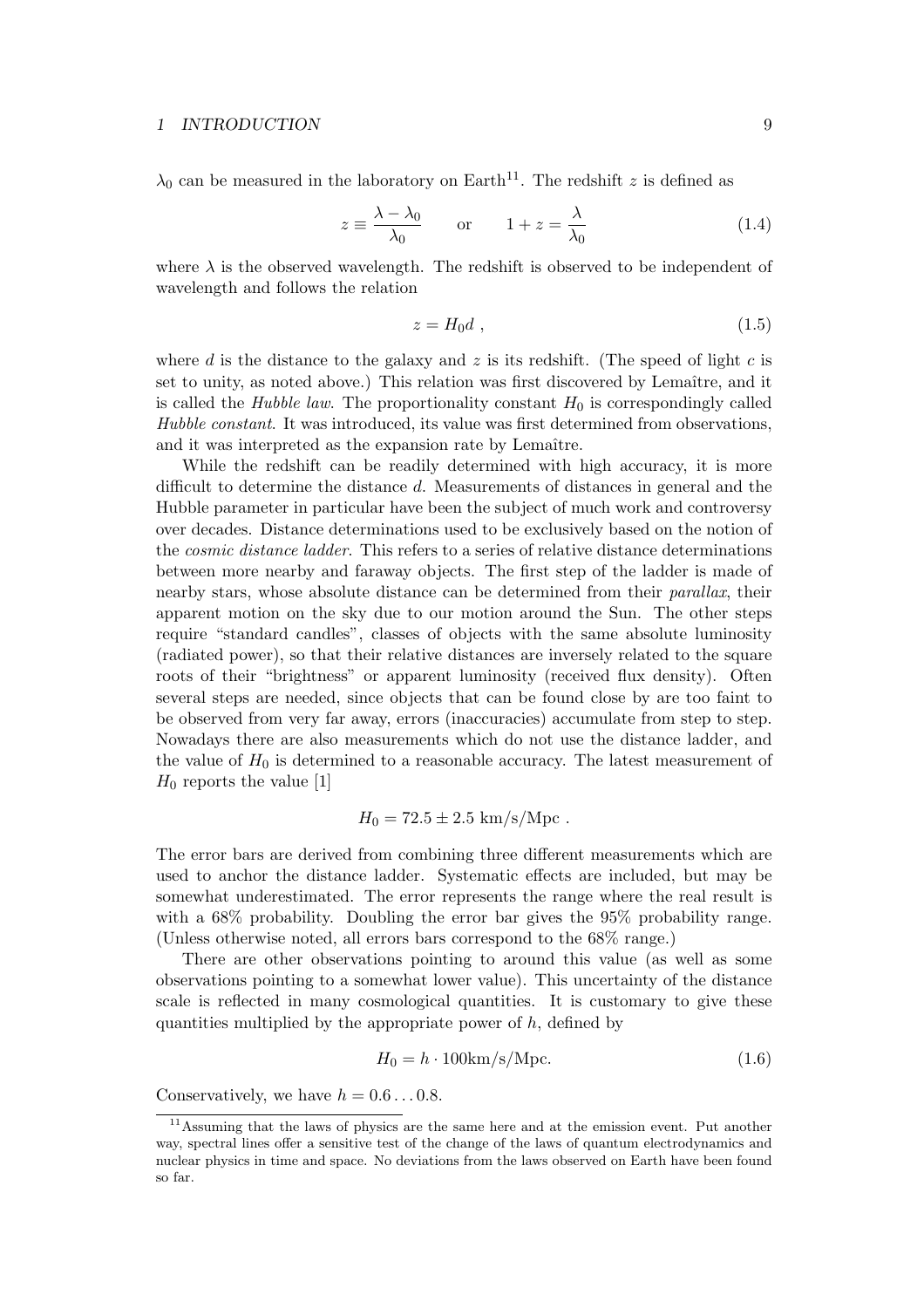$\lambda_0$ can be measured in the laboratory on Earth[11]. The redshift $z$ is defined as

$$z \equiv \frac{\lambda - \lambda_0}{\lambda_0} \qquad \text{or} \qquad 1 + z = \frac{\lambda}{\lambda_0} \tag{1.4}$$

where $\lambda$ is the observed wavelength. The redshift is observed to be independent of wavelength and follows the relation

$$z = H_0 d \ , \tag{1.5}$$

where $d$ is the distance to the galaxy and $z$ is its redshift. (The speed of light $c$ is set to unity, as noted above.) This relation was first discovered by Lemaître, and it is called the *Hubble law*. The proportionality constant $H_0$ is correspondingly called *Hubble constant*. It was introduced, its value was first determined from observations, and it was interpreted as the expansion rate by Lemaître.

While the redshift can be readily determined with high accuracy, it is more difficult to determine the distance $d$. Measurements of distances in general and the Hubble parameter in particular have been the subject of much work and controversy over decades. Distance determinations used to be exclusively based on the notion of the *cosmic distance ladder*. This refers to a series of relative distance determinations between more nearby and faraway objects. The first step of the ladder is made of nearby stars, whose absolute distance can be determined from their *parallax*, their apparent motion on the sky due to our motion around the Sun. The other steps require "standard candles", classes of objects with the same absolute luminosity (radiated power), so that their relative distances are inversely related to the square roots of their "brightness" or apparent luminosity (received flux density). Often several steps are needed, since objects that can be found close by are too faint to be observed from very far away, errors (inaccuracies) accumulate from step to step. Nowadays there are also measurements which do not use the distance ladder, and the value of $H_0$ is determined to a reasonable accuracy. The latest measurement of $H_0$ reports the value [1]

$$H_0 = 72.5 \pm 2.5 \text{ km/s/Mpc} \ .$$

The error bars are derived from combining three different measurements which are used to anchor the distance ladder. Systematic effects are included, but may be somewhat underestimated. The error represents the range where the real result is with a 68% probability. Doubling the error bar gives the 95% probability range. (Unless otherwise noted, all errors bars correspond to the 68% range.)

There are other observations pointing to around this value (as well as some observations pointing to a somewhat lower value). This uncertainty of the distance scale is reflected in many cosmological quantities. It is customary to give these quantities multiplied by the appropriate power of $h$, defined by

$$H_0 = h \cdot 100\text{km/s/Mpc}. \tag{1.6}$$

Conservatively, we have $h = 0.6 \ldots 0.8$.

---

[11] Assuming that the laws of physics are the same here and at the emission event. Put another way, spectral lines offer a sensitive test of the change of the laws of quantum electrodynamics and nuclear physics in time and space. No deviations from the laws observed on Earth have been found so far.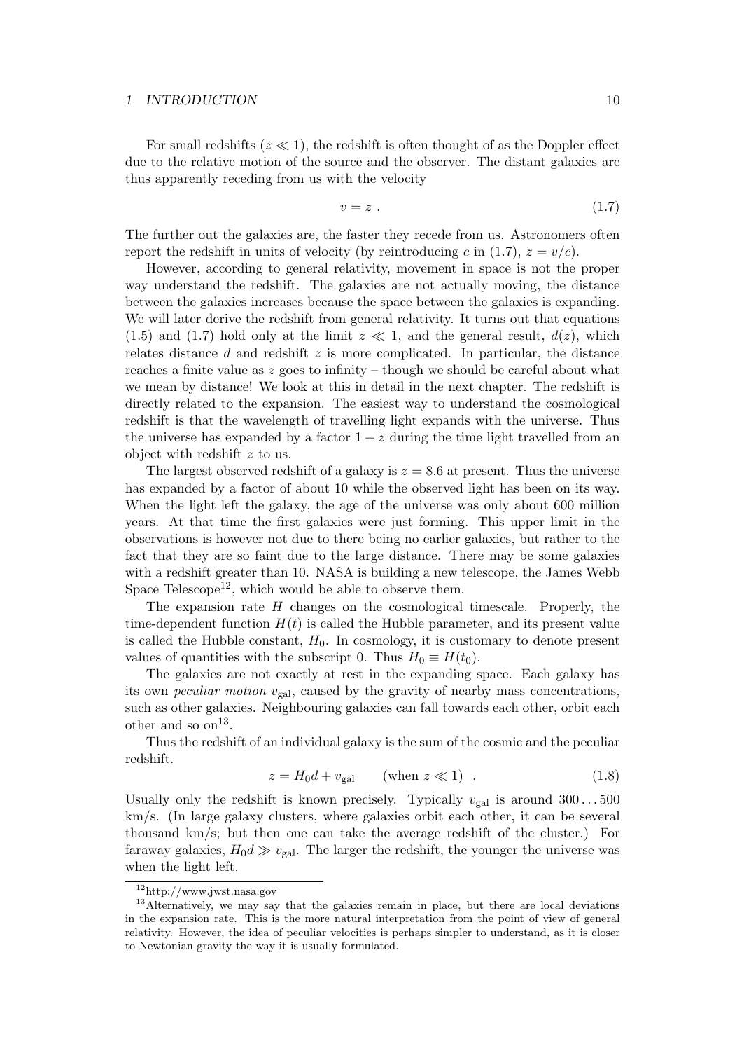For small redshifts ($z \ll 1$), the redshift is often thought of as the Doppler effect due to the relative motion of the source and the observer. The distant galaxies are thus apparently receding from us with the velocity

$$v = z \ . \tag{1.7}$$

The further out the galaxies are, the faster they recede from us. Astronomers often report the redshift in units of velocity (by reintroducing $c$ in (1.7), $z = v/c$).

However, according to general relativity, movement in space is not the proper way understand the redshift. The galaxies are not actually moving, the distance between the galaxies increases because the space between the galaxies is expanding. We will later derive the redshift from general relativity. It turns out that equations (1.5) and (1.7) hold only at the limit $z \ll 1$, and the general result, $d(z)$, which relates distance $d$ and redshift $z$ is more complicated. In particular, the distance reaches a finite value as $z$ goes to infinity – though we should be careful about what we mean by distance! We look at this in detail in the next chapter. The redshift is directly related to the expansion. The easiest way to understand the cosmological redshift is that the wavelength of travelling light expands with the universe. Thus the universe has expanded by a factor $1 + z$ during the time light travelled from an object with redshift $z$ to us.

The largest observed redshift of a galaxy is $z = 8.6$ at present. Thus the universe has expanded by a factor of about 10 while the observed light has been on its way. When the light left the galaxy, the age of the universe was only about 600 million years. At that time the first galaxies were just forming. This upper limit in the observations is however not due to there being no earlier galaxies, but rather to the fact that they are so faint due to the large distance. There may be some galaxies with a redshift greater than 10. NASA is building a new telescope, the James Webb Space Telescope[12], which would be able to observe them.

The expansion rate $H$ changes on the cosmological timescale. Properly, the time-dependent function $H(t)$ is called the Hubble parameter, and its present value is called the Hubble constant, $H_0$. In cosmology, it is customary to denote present values of quantities with the subscript 0. Thus $H_0 \equiv H(t_0)$.

The galaxies are not exactly at rest in the expanding space. Each galaxy has its own *peculiar motion* $v_{\text{gal}}$, caused by the gravity of nearby mass concentrations, such as other galaxies. Neighbouring galaxies can fall towards each other, orbit each other and so on[13].

Thus the redshift of an individual galaxy is the sum of the cosmic and the peculiar redshift.

$$z = H_0 d + v_{\text{gal}} \qquad (\text{when } z \ll 1) \ . \tag{1.8}$$

Usually only the redshift is known precisely. Typically $v_{\text{gal}}$ is around $300 \ldots 500$ km/s. (In large galaxy clusters, where galaxies orbit each other, it can be several thousand km/s; but then one can take the average redshift of the cluster.) For faraway galaxies, $H_0 d \gg v_{\text{gal}}$. The larger the redshift, the younger the universe was when the light left.

---

[12] http://www.jwst.nasa.gov

[13] Alternatively, we may say that the galaxies remain in place, but there are local deviations in the expansion rate. This is the more natural interpretation from the point of view of general relativity. However, the idea of peculiar velocities is perhaps simpler to understand, as it is closer to Newtonian gravity the way it is usually formulated.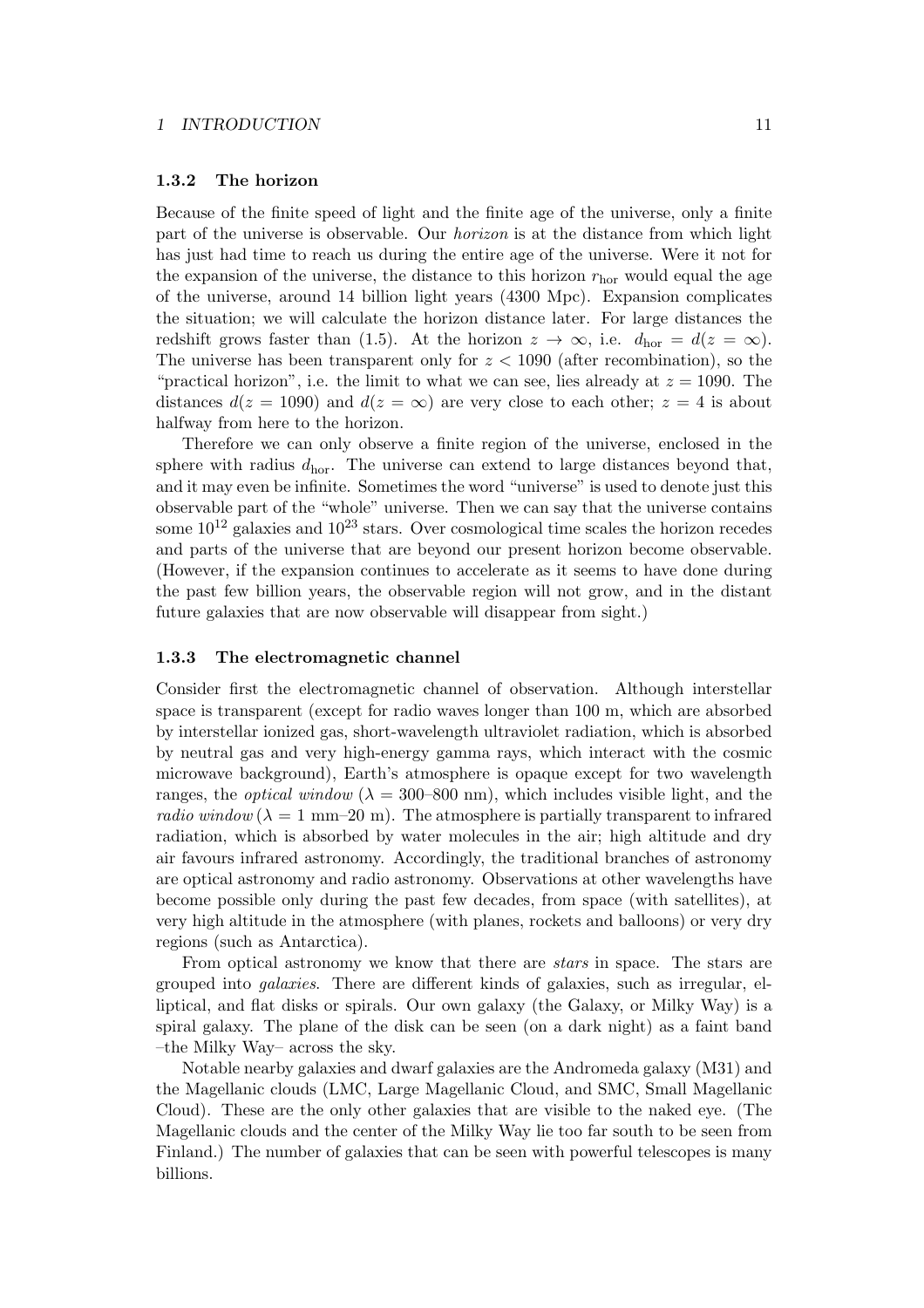### 1.3.2 The horizon

Because of the finite speed of light and the finite age of the universe, only a finite part of the universe is observable. Our *horizon* is at the distance from which light has just had time to reach us during the entire age of the universe. Were it not for the expansion of the universe, the distance to this horizon $r_{\text{hor}}$ would equal the age of the universe, around 14 billion light years (4300 Mpc). Expansion complicates the situation; we will calculate the horizon distance later. For large distances the redshift grows faster than (1.5). At the horizon $z \to \infty$, i.e. $d_{\text{hor}} = d(z = \infty)$. The universe has been transparent only for $z < 1090$ (after recombination), so the "practical horizon", i.e. the limit to what we can see, lies already at $z = 1090$. The distances $d(z = 1090)$ and $d(z = \infty)$ are very close to each other; $z = 4$ is about halfway from here to the horizon.

Therefore we can only observe a finite region of the universe, enclosed in the sphere with radius $d_{\text{hor}}$. The universe can extend to large distances beyond that, and it may even be infinite. Sometimes the word "universe" is used to denote just this observable part of the "whole" universe. Then we can say that the universe contains some $10^{12}$ galaxies and $10^{23}$ stars. Over cosmological time scales the horizon recedes and parts of the universe that are beyond our present horizon become observable. (However, if the expansion continues to accelerate as it seems to have done during the past few billion years, the observable region will not grow, and in the distant future galaxies that are now observable will disappear from sight.)

### 1.3.3 The electromagnetic channel

Consider first the electromagnetic channel of observation. Although interstellar space is transparent (except for radio waves longer than 100 m, which are absorbed by interstellar ionized gas, short-wavelength ultraviolet radiation, which is absorbed by neutral gas and very high-energy gamma rays, which interact with the cosmic microwave background), Earth's atmosphere is opaque except for two wavelength ranges, the *optical window* ($\lambda = 300$–$800$ nm), which includes visible light, and the *radio window* ($\lambda = 1$ mm–$20$ m). The atmosphere is partially transparent to infrared radiation, which is absorbed by water molecules in the air; high altitude and dry air favours infrared astronomy. Accordingly, the traditional branches of astronomy are optical astronomy and radio astronomy. Observations at other wavelengths have become possible only during the past few decades, from space (with satellites), at very high altitude in the atmosphere (with planes, rockets and balloons) or very dry regions (such as Antarctica).

From optical astronomy we know that there are *stars* in space. The stars are grouped into *galaxies.* There are different kinds of galaxies, such as irregular, elliptical, and flat disks or spirals. Our own galaxy (the Galaxy, or Milky Way) is a spiral galaxy. The plane of the disk can be seen (on a dark night) as a faint band –the Milky Way– across the sky.

Notable nearby galaxies and dwarf galaxies are the Andromeda galaxy (M31) and the Magellanic clouds (LMC, Large Magellanic Cloud, and SMC, Small Magellanic Cloud). These are the only other galaxies that are visible to the naked eye. (The Magellanic clouds and the center of the Milky Way lie too far south to be seen from Finland.) The number of galaxies that can be seen with powerful telescopes is many billions.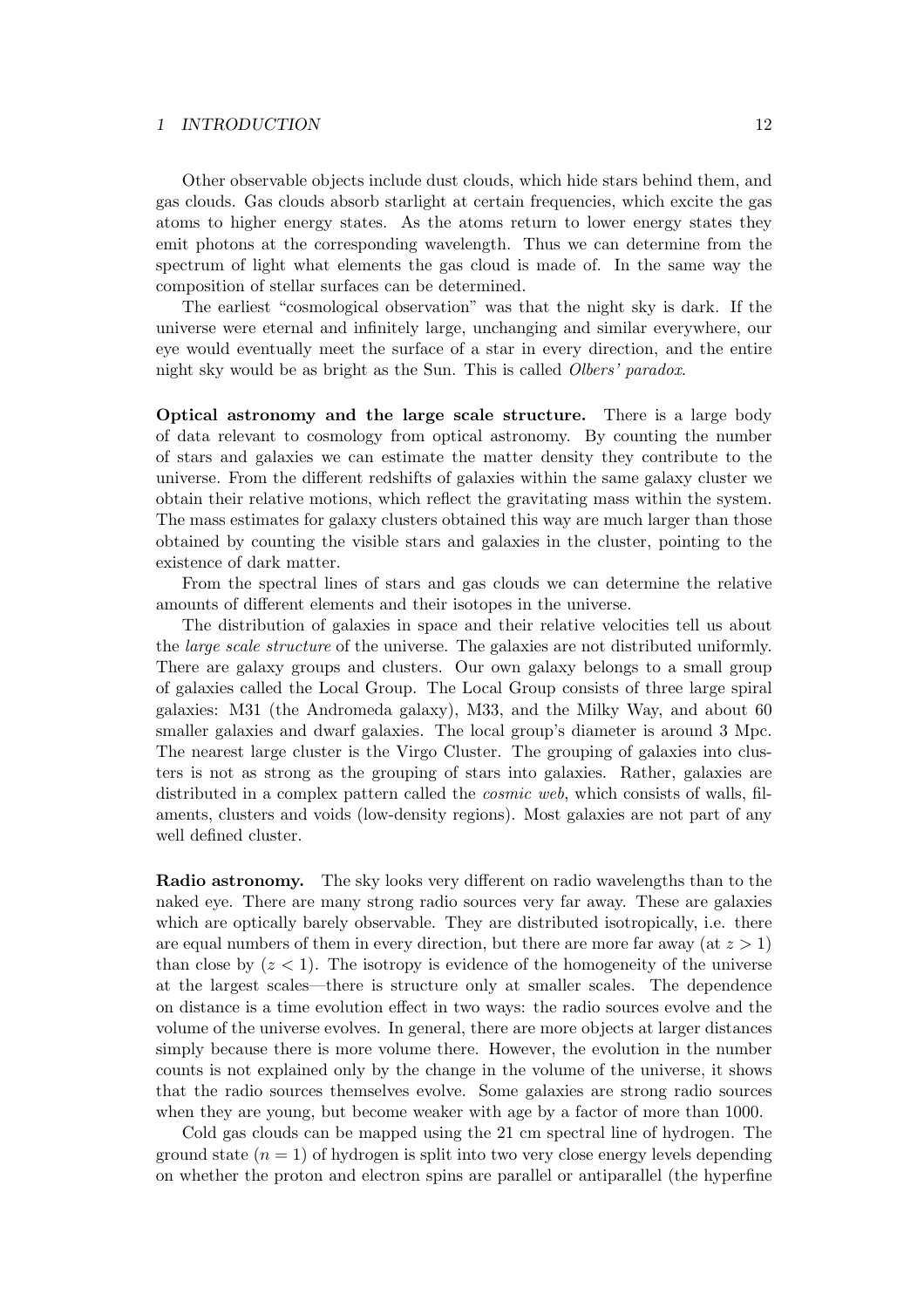Other observable objects include dust clouds, which hide stars behind them, and gas clouds. Gas clouds absorb starlight at certain frequencies, which excite the gas atoms to higher energy states. As the atoms return to lower energy states they emit photons at the corresponding wavelength. Thus we can determine from the spectrum of light what elements the gas cloud is made of. In the same way the composition of stellar surfaces can be determined.

The earliest "cosmological observation" was that the night sky is dark. If the universe were eternal and infinitely large, unchanging and similar everywhere, our eye would eventually meet the surface of a star in every direction, and the entire night sky would be as bright as the Sun. This is called *Olbers' paradox*.

**Optical astronomy and the large scale structure.** There is a large body of data relevant to cosmology from optical astronomy. By counting the number of stars and galaxies we can estimate the matter density they contribute to the universe. From the different redshifts of galaxies within the same galaxy cluster we obtain their relative motions, which reflect the gravitating mass within the system. The mass estimates for galaxy clusters obtained this way are much larger than those obtained by counting the visible stars and galaxies in the cluster, pointing to the existence of dark matter.

From the spectral lines of stars and gas clouds we can determine the relative amounts of different elements and their isotopes in the universe.

The distribution of galaxies in space and their relative velocities tell us about the *large scale structure* of the universe. The galaxies are not distributed uniformly. There are galaxy groups and clusters. Our own galaxy belongs to a small group of galaxies called the Local Group. The Local Group consists of three large spiral galaxies: M31 (the Andromeda galaxy), M33, and the Milky Way, and about 60 smaller galaxies and dwarf galaxies. The local group's diameter is around 3 Mpc. The nearest large cluster is the Virgo Cluster. The grouping of galaxies into clusters is not as strong as the grouping of stars into galaxies. Rather, galaxies are distributed in a complex pattern called the *cosmic web*, which consists of walls, filaments, clusters and voids (low-density regions). Most galaxies are not part of any well defined cluster.

**Radio astronomy.** The sky looks very different on radio wavelengths than to the naked eye. There are many strong radio sources very far away. These are galaxies which are optically barely observable. They are distributed isotropically, i.e. there are equal numbers of them in every direction, but there are more far away (at $z > 1$) than close by ($z < 1$). The isotropy is evidence of the homogeneity of the universe at the largest scales—there is structure only at smaller scales. The dependence on distance is a time evolution effect in two ways: the radio sources evolve and the volume of the universe evolves. In general, there are more objects at larger distances simply because there is more volume there. However, the evolution in the number counts is not explained only by the change in the volume of the universe, it shows that the radio sources themselves evolve. Some galaxies are strong radio sources when they are young, but become weaker with age by a factor of more than 1000.

Cold gas clouds can be mapped using the 21 cm spectral line of hydrogen. The ground state ($n = 1$) of hydrogen is split into two very close energy levels depending on whether the proton and electron spins are parallel or antiparallel (the hyperfine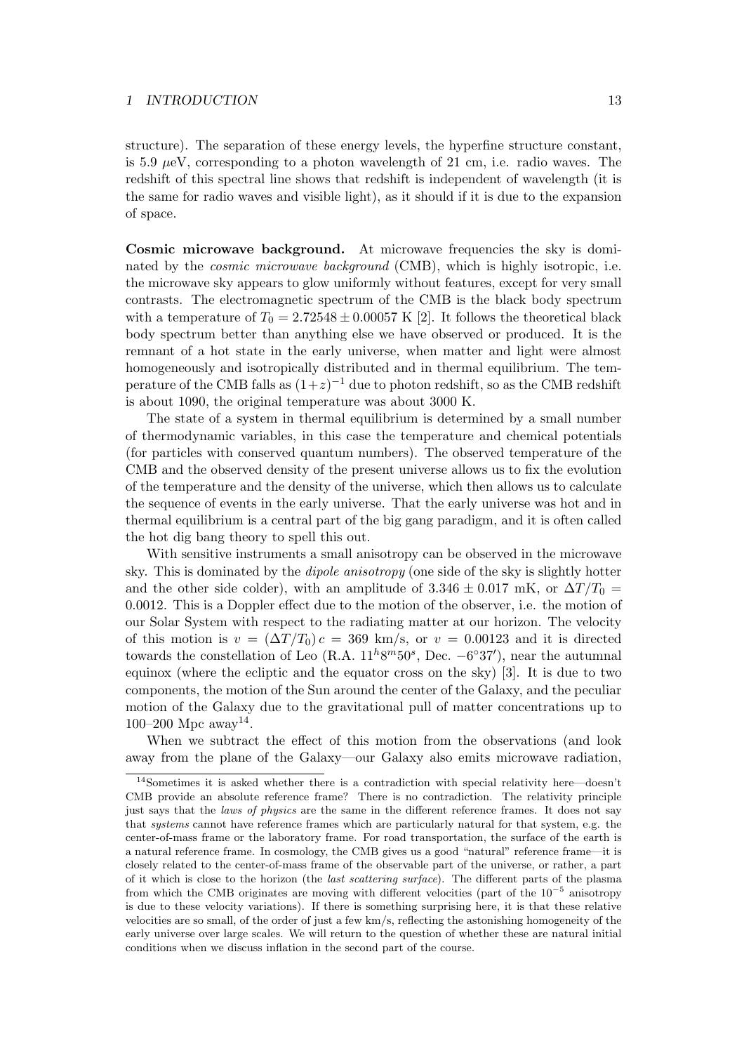structure). The separation of these energy levels, the hyperfine structure constant, is 5.9 $\mu$eV, corresponding to a photon wavelength of 21 cm, i.e. radio waves. The redshift of this spectral line shows that redshift is independent of wavelength (it is the same for radio waves and visible light), as it should if it is due to the expansion of space.

**Cosmic microwave background.** At microwave frequencies the sky is dominated by the *cosmic microwave background* (CMB), which is highly isotropic, i.e. the microwave sky appears to glow uniformly without features, except for very small contrasts. The electromagnetic spectrum of the CMB is the black body spectrum with a temperature of $T_0 = 2.72548 \pm 0.00057$ K [2]. It follows the theoretical black body spectrum better than anything else we have observed or produced. It is the remnant of a hot state in the early universe, when matter and light were almost homogeneously and isotropically distributed and in thermal equilibrium. The temperature of the CMB falls as $(1+z)^{-1}$ due to photon redshift, so as the CMB redshift is about 1090, the original temperature was about 3000 K.

The state of a system in thermal equilibrium is determined by a small number of thermodynamic variables, in this case the temperature and chemical potentials (for particles with conserved quantum numbers). The observed temperature of the CMB and the observed density of the present universe allows us to fix the evolution of the temperature and the density of the universe, which then allows us to calculate the sequence of events in the early universe. That the early universe was hot and in thermal equilibrium is a central part of the big gang paradigm, and it is often called the hot dig bang theory to spell this out.

With sensitive instruments a small anisotropy can be observed in the microwave sky. This is dominated by the *dipole anisotropy* (one side of the sky is slightly hotter and the other side colder), with an amplitude of $3.346 \pm 0.017$ mK, or $\Delta T/T_0 = 0.0012$. This is a Doppler effect due to the motion of the observer, i.e. the motion of our Solar System with respect to the radiating matter at our horizon. The velocity of this motion is $v = (\Delta T/T_0)\, c = 369$ km/s, or $v = 0.00123$ and it is directed towards the constellation of Leo (R.A. $11^h 8^m 50^s$, Dec. $-6°37'$), near the autumnal equinox (where the ecliptic and the equator cross on the sky) [3]. It is due to two components, the motion of the Sun around the center of the Galaxy, and the peculiar motion of the Galaxy due to the gravitational pull of matter concentrations up to 100–200 Mpc away[14].

When we subtract the effect of this motion from the observations (and look away from the plane of the Galaxy—our Galaxy also emits microwave radiation,

[14] Sometimes it is asked whether there is a contradiction with special relativity here—doesn't CMB provide an absolute reference frame? There is no contradiction. The relativity principle just says that the *laws of physics* are the same in the different reference frames. It does not say that *systems* cannot have reference frames which are particularly natural for that system, e.g. the center-of-mass frame or the laboratory frame. For road transportation, the surface of the earth is a natural reference frame. In cosmology, the CMB gives us a good "natural" reference frame—it is closely related to the center-of-mass frame of the observable part of the universe, or rather, a part of it which is close to the horizon (the *last scattering surface*). The different parts of the plasma from which the CMB originates are moving with different velocities (part of the $10^{-5}$ anisotropy is due to these velocity variations). If there is something surprising here, it is that these relative velocities are so small, of the order of just a few km/s, reflecting the astonishing homogeneity of the early universe over large scales. We will return to the question of whether these are natural initial conditions when we discuss inflation in the second part of the course.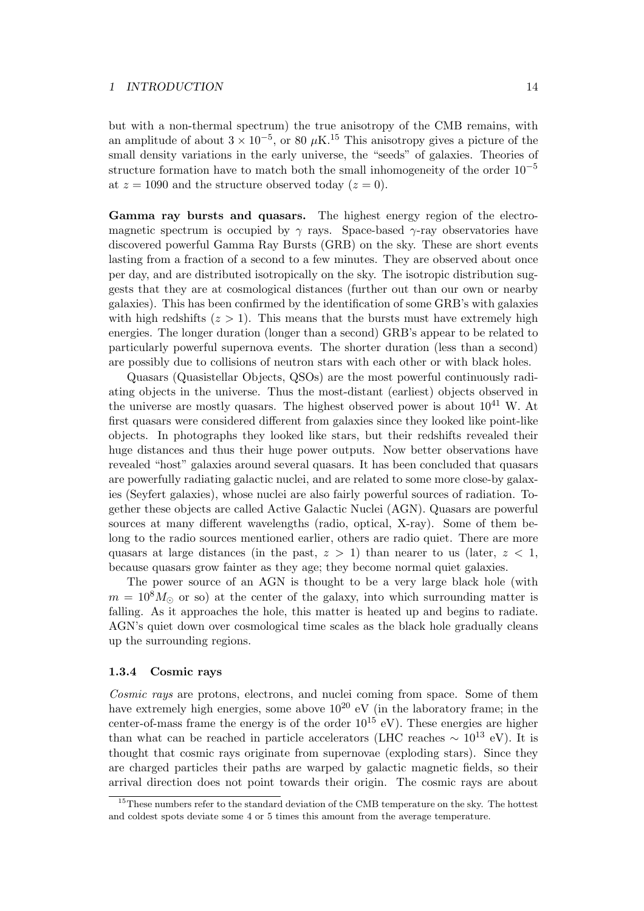but with a non-thermal spectrum) the true anisotropy of the CMB remains, with an amplitude of about $3 \times 10^{-5}$, or 80 $\mu$K.[15] This anisotropy gives a picture of the small density variations in the early universe, the "seeds" of galaxies. Theories of structure formation have to match both the small inhomogeneity of the order $10^{-5}$ at $z = 1090$ and the structure observed today ($z = 0$).

**Gamma ray bursts and quasars.** The highest energy region of the electromagnetic spectrum is occupied by $\gamma$ rays. Space-based $\gamma$-ray observatories have discovered powerful Gamma Ray Bursts (GRB) on the sky. These are short events lasting from a fraction of a second to a few minutes. They are observed about once per day, and are distributed isotropically on the sky. The isotropic distribution suggests that they are at cosmological distances (further out than our own or nearby galaxies). This has been confirmed by the identification of some GRB's with galaxies with high redshifts ($z > 1$). This means that the bursts must have extremely high energies. The longer duration (longer than a second) GRB's appear to be related to particularly powerful supernova events. The shorter duration (less than a second) are possibly due to collisions of neutron stars with each other or with black holes.

Quasars (Quasistellar Objects, QSOs) are the most powerful continuously radiating objects in the universe. Thus the most-distant (earliest) objects observed in the universe are mostly quasars. The highest observed power is about $10^{41}$ W. At first quasars were considered different from galaxies since they looked like point-like objects. In photographs they looked like stars, but their redshifts revealed their huge distances and thus their huge power outputs. Now better observations have revealed "host" galaxies around several quasars. It has been concluded that quasars are powerfully radiating galactic nuclei, and are related to some more close-by galaxies (Seyfert galaxies), whose nuclei are also fairly powerful sources of radiation. Together these objects are called Active Galactic Nuclei (AGN). Quasars are powerful sources at many different wavelengths (radio, optical, X-ray). Some of them belong to the radio sources mentioned earlier, others are radio quiet. There are more quasars at large distances (in the past, $z > 1$) than nearer to us (later, $z < 1$, because quasars grow fainter as they age; they become normal quiet galaxies.

The power source of an AGN is thought to be a very large black hole (with $m = 10^8 M_\odot$ or so) at the center of the galaxy, into which surrounding matter is falling. As it approaches the hole, this matter is heated up and begins to radiate. AGN's quiet down over cosmological time scales as the black hole gradually cleans up the surrounding regions.

### 1.3.4 Cosmic rays

*Cosmic rays* are protons, electrons, and nuclei coming from space. Some of them have extremely high energies, some above $10^{20}$ eV (in the laboratory frame; in the center-of-mass frame the energy is of the order $10^{15}$ eV). These energies are higher than what can be reached in particle accelerators (LHC reaches $\sim 10^{13}$ eV). It is thought that cosmic rays originate from supernovae (exploding stars). Since they are charged particles their paths are warped by galactic magnetic fields, so their arrival direction does not point towards their origin. The cosmic rays are about

[15] These numbers refer to the standard deviation of the CMB temperature on the sky. The hottest and coldest spots deviate some 4 or 5 times this amount from the average temperature.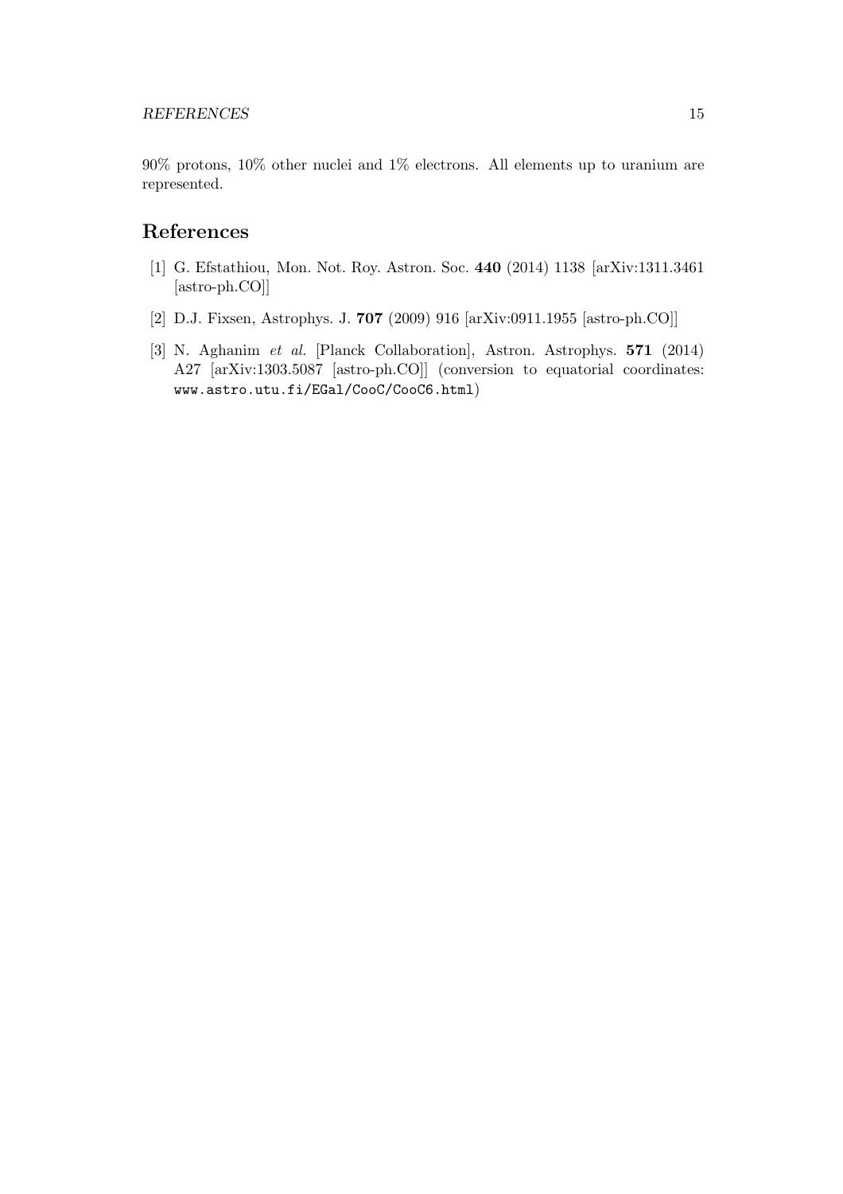90% protons, 10% other nuclei and 1% electrons. All elements up to uranium are represented.

## References

[1] G. Efstathiou, Mon. Not. Roy. Astron. Soc. **440** (2014) 1138 [arXiv:1311.3461 [astro-ph.CO]]

[2] D.J. Fixsen, Astrophys. J. **707** (2009) 916 [arXiv:0911.1955 [astro-ph.CO]]

[3] N. Aghanim *et al.* [Planck Collaboration], Astron. Astrophys. **571** (2014) A27 [arXiv:1303.5087 [astro-ph.CO]] (conversion to equatorial coordinates: `www.astro.utu.fi/EGal/CooC/CooC6.html`)